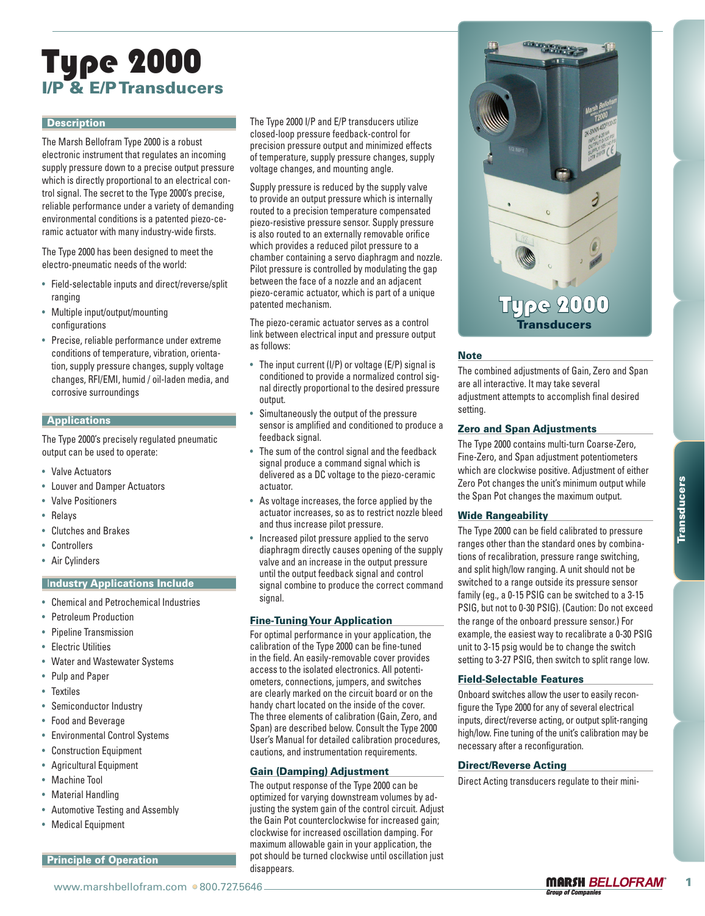# Type 2000

## I/P & E/P Transducers

### Description

The Marsh Bellofram Type 2000 is a robust electronic instrument that regulates an incoming supply pressure down to a precise output pressure which is directly proportional to an electrical control signal. The secret to the Type 2000's precise, reliable performance under a variety of demanding environmental conditions is a patented piezo-ceramic actuator with many industry-wide firsts.

The Type 2000 has been designed to meet the electro-pneumatic needs of the world:

- Field-selectable inputs and direct/reverse/split ranging
- Multiple input/output/mounting configurations
- Precise, reliable performance under extreme conditions of temperature, vibration, orientation, supply pressure changes, supply voltage changes, RFI/EMI, humid / oil-laden media, and corrosive surroundings

### Applications

The Type 2000's precisely regulated pneumatic output can be used to operate:

- Valve Actuators
- Louver and Damper Actuators
- Valve Positioners
- Relays
- Clutches and Brakes
- Controllers
- Air Cylinders

### Industry Applications Include

- Chemical and Petrochemical Industries
- Petroleum Production
- Pipeline Transmission
- Electric Utilities
- Water and Wastewater Systems
- Pulp and Paper
- Textiles
- Semiconductor Industry
- Food and Beverage
- Environmental Control Systems
- Construction Equipment
- Agricultural Equipment
- Machine Tool
- Material Handling
- Automotive Testing and Assembly
- Medical Equipment

### Principle of Operation

The Type 2000 I/P and E/P transducers utilize closed-loop pressure feedback-control for precision pressure output and minimized effects of temperature, supply pressure changes, supply voltage changes, and mounting angle.

Supply pressure is reduced by the supply valve to provide an output pressure which is internally routed to a precision temperature compensated piezo-resistive pressure sensor. Supply pressure is also routed to an externally removable orifice which provides a reduced pilot pressure to a chamber containing a servo diaphragm and nozzle. Pilot pressure is controlled by modulating the gap between the face of a nozzle and an adjacent piezo-ceramic actuator, which is part of a unique patented mechanism.

The piezo-ceramic actuator serves as a control link between electrical input and pressure output as follows:

- The input current (I/P) or voltage (E/P) signal is conditioned to provide a normalized control signal directly proportional to the desired pressure output.
- Simultaneously the output of the pressure sensor is amplified and conditioned to produce a feedback signal.
- The sum of the control signal and the feedback signal produce a command signal which is delivered as a DC voltage to the piezo-ceramic actuator.
- As voltage increases, the force applied by the actuator increases, so as to restrict nozzle bleed and thus increase pilot pressure.
- Increased pilot pressure applied to the servo diaphragm directly causes opening of the supply valve and an increase in the output pressure until the output feedback signal and control signal combine to produce the correct command signal.

### Fine-Tuning Your Application

For optimal performance in your application, the calibration of the Type 2000 can be fine-tuned in the field. An easily-removable cover provides access to the isolated electronics. All potentiometers, connections, jumpers, and switches are clearly marked on the circuit board or on the handy chart located on the inside of the cover. The three elements of calibration (Gain, Zero, and Span) are described below. Consult the Type 2000 User's Manual for detailed calibration procedures, cautions, and instrumentation requirements.

### Gain (Damping) Adjustment

The output response of the Type 2000 can be optimized for varying downstream volumes by adjusting the system gain of the control circuit. Adjust the Gain Pot counterclockwise for increased gain; clockwise for increased oscillation damping. For maximum allowable gain in your application, the pot should be turned clockwise until oscillation just disappears.

### Note

The combined adjustments of Gain, Zero and Span are all interactive. It may take several adjustment attempts to accomplish final desired setting.

### Zero and Span Adjustments

The Type 2000 contains multi-turn Coarse-Zero, Fine-Zero, and Span adjustment potentiometers which are clockwise positive. Adjustment of either Zero Pot changes the unit's minimum output while the Span Pot changes the maximum output.

### Wide Rangeability

The Type 2000 can be field calibrated to pressure ranges other than the standard ones by combinations of recalibration, pressure range switching, and split high/low ranging. A unit should not be switched to a range outside its pressure sensor family (eg., a 0-15 PSIG can be switched to a 3-15 PSIG, but not to 0-30 PSIG). (Caution: Do not exceed the range of the onboard pressure sensor.) For example, the easiest way to recalibrate a 0-30 PSIG unit to 3-15 psig would be to change the switch setting to 3-27 PSIG, then switch to split range low.

### Field-Selectable Features

Onboard switches allow the user to easily reconfigure the Type 2000 for any of several electrical inputs, direct/reverse acting, or output split-ranging high/low. Fine tuning of the unit's calibration may be necessary after a reconfiguration.

### Direct/Reverse Acting

Direct Acting transducers regulate to their mini-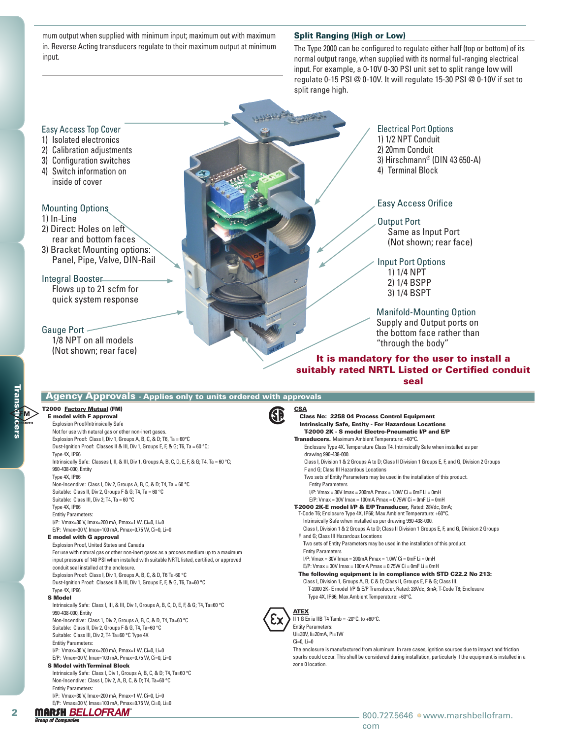mum output when supplied with minimum input; maximum out with maximum in. Reverse Acting transducers regulate to their maximum output at minimum input.

## Split Ranging (High or Low)

The Type 2000 can be configured to regulate either half (top or bottom) of its normal output range, when supplied with its normal full-ranging electrical input. For example, a 0-10V 0-30 PSI unit set to split range low will regulate 0-15 PSI @ 0-10V. It will regulate 15-30 PSI @ 0-10V if set to split range high.

Easy Access Top Cover
1) Isolated electronics
2) Calibration adjustments
3) Configuration switches
4) Switch information on inside of cover

Mounting Options
1) In-Line
2) Direct: Holes on left rear and bottom faces
3) Bracket Mounting options: Panel, Pipe, Valve, DIN-Rail

Integral Booster
Flows up to 21 scfm for quick system response

Gauge Port
1/8 NPT on all models
(Not shown; rear face)

Electrical Port Options
1) 1/2 NPT Conduit
2) 20mm Conduit
3) Hirschmann® (DIN 43 650-A)
4) Terminal Block

Easy Access Orifice

Output Port
Same as Input Port
(Not shown; rear face)

Input Port Options
1) 1/4 NPT
2) 1/4 BSPP
3) 1/4 BSPT

Manifold-Mounting Option
Supply and Output ports on the bottom face rather than "through the body"

**It is mandatory for the user to install a suitably rated NRTL Listed or Certified conduit seal**

## Agency Approvals - Applies only to units ordered with approvals

**T2000 Factory Mutual (FM)**

**E model with F approval**

Explosion Proof/Intrinsically Safe

Not for use with natural gas or other non-inert gases.

Explosion Proof: Class I, Div 1, Groups A, B, C, & D; T6, Ta = 60°C

Dust-Ignition Proof: Classes II & III, Div 1, Groups E, F, & G; T6, Ta = 60 °C;

Type 4X, IP66

Intrinsically Safe: Classes I, II, & III, Div 1, Groups A, B, C, D, E, F, & G; T4, Ta = 60 °C; 990-438-000, Entity

Type 4X, IP66

Non-Incendive: Class I, Div 2, Groups A, B, C, & D; T4, Ta = 60 °C

Suitable: Class II, Div 2, Groups F & G; T4, Ta = 60 °C

Suitable: Class III, Div 2; T4, Ta = 60 °C

Type 4X, IP66

Entitiy Parameters:

I/P: Vmax=30 V, Imax=200 mA, Pmax=1 W, Ci=0, Li=0

E/P: Vmax=30 V, Imax=100 mA, Pmax=0.75 W, Ci=0, Li=0

**E model with G approval**

Explosion Proof, United States and Canada

For use with natural gas or other non-inert gases as a process medium up to a maximum input pressure of 140 PSI when installed with suitable NRTL listed, certified, or approved conduit seal installed at the enclosure.

Explosion Proof: Class I, Div 1, Groups A, B, C, & D, T6 Ta-60 °C

Dust-Ignition Proof: Classes II & III, Div 1, Groups E, F, & G, T6, Ta=60 °C

Type 4X, IP66

**S Model**

Intrinsically Safe: Class I, III, & III, Div 1, Groups A, B, C, D, E, F, & G; T4, Ta=60 °C 990-438-000, Entity

Non-Incendive: Class 1, Div 2, Groups A, B, C, & D, T4, Ta=60 °C

Suitable: Class II, Div 2, Groups F & G, T4, Ta=60 °C

Suitable: Class III, Div 2, T4 Ta=60 °C Type 4X

Entitiy Parameters:

I/P: Vmax=30 V, Imax=200 mA, Pmax=1 W, Ci=0, Li=0

E/P: Vmax=30 V, Imax=100 mA, Pmax=0.75 W, Ci=0, Li=0

**S Model with Terminal Block**

Intrinsically Safe: Class I, Div 1, Groups A, B, C, & D; T4, Ta=60 °C

Non-Incendive: Class I, Div 2, A, B, C, & D; T4, Ta=60 °C

Entity Parameters:

I/P: Vmax=30 V, Imax=200 mA, Pmax=1 W, Ci=0, Li=0

E/P: Vmax=30 V, Imax=100 mA, Pmax=0.75 W, Ci=0, Li=0

**CSA**

**Class No: 2258 04 Process Control Equipment**

**Intrinsically Safe, Entity - For Hazardous Locations**

**T-2000 2K - S model Electro-Pneumatic I/P and E/P**

**Transducers.** Maximum Ambient Temperature: +60°C.

Enclosure Type 4X. Temperature Class T4. Intrinsically Safe when installed as per drawing 990-438-000.

Class I, Division 1 & 2 Groups A to D; Class II Division 1 Groups E, F, and G, Division 2 Groups F and G; Class III Hazardous Locations

Two sets of Entity Parameters may be used in the installation of this product.

Entity Parameters

I/P: Vmax = 30V Imax = 200mA Pmax = 1.0W Ci = 0mF Li = 0mH

E/P: Vmax = 30V Imax = 100mA Pmax = 0.75W Ci = 0mF Li = 0mH

**T-2000 2K-E model I/P & E/P Transducer,** Rated: 28Vdc, 8mA;

T-Code T6; Enclosure Type 4X, IP66; Max Ambient Temperature: +60°C.

Intrinsically Safe when installed as per drawing 990-438-000.

Class I, Division 1 & 2 Groups A to D; Class II Division 1 Groups E, F, and G, Division 2 Groups F and G; Class III Hazardous Locations

Two sets of Entity Parameters may be used in the installation of this product.

Entity Parameters

I/P: Vmax = 30V Imax = 200mA Pmax = 1.0W Ci = 0mF Li = 0mH

E/P: Vmax = 30V Imax = 100mA Pmax = 0.75W Ci = 0mF Li = 0mH

**The following equipment is in compliance with STD C22.2 No 213:**

Class I, Division 1, Groups A, B, C & D; Class II, Groups E, F & G; Class III.

T-2000 2K- E model I/P & E/P Transducer, Rated: 28Vdc, 8mA; T-Code T6; Enclosure Type 4X, IP66; Max Ambient Temperature: +60°C.

**ATEX**

II 1 G Ex ia IIB T4 Tamb = -20°C. to +60°C.

Entity Parameters:

Ui=30V, Ii=20mA, Pi=1W

Ci=0, Li=0

The enclosure is manufactured from aluminum. In rare cases, ignition sources due to impact and friction sparks could occur. This shall be considered during installation, particularly if the equipment is installed in a zone 0 location.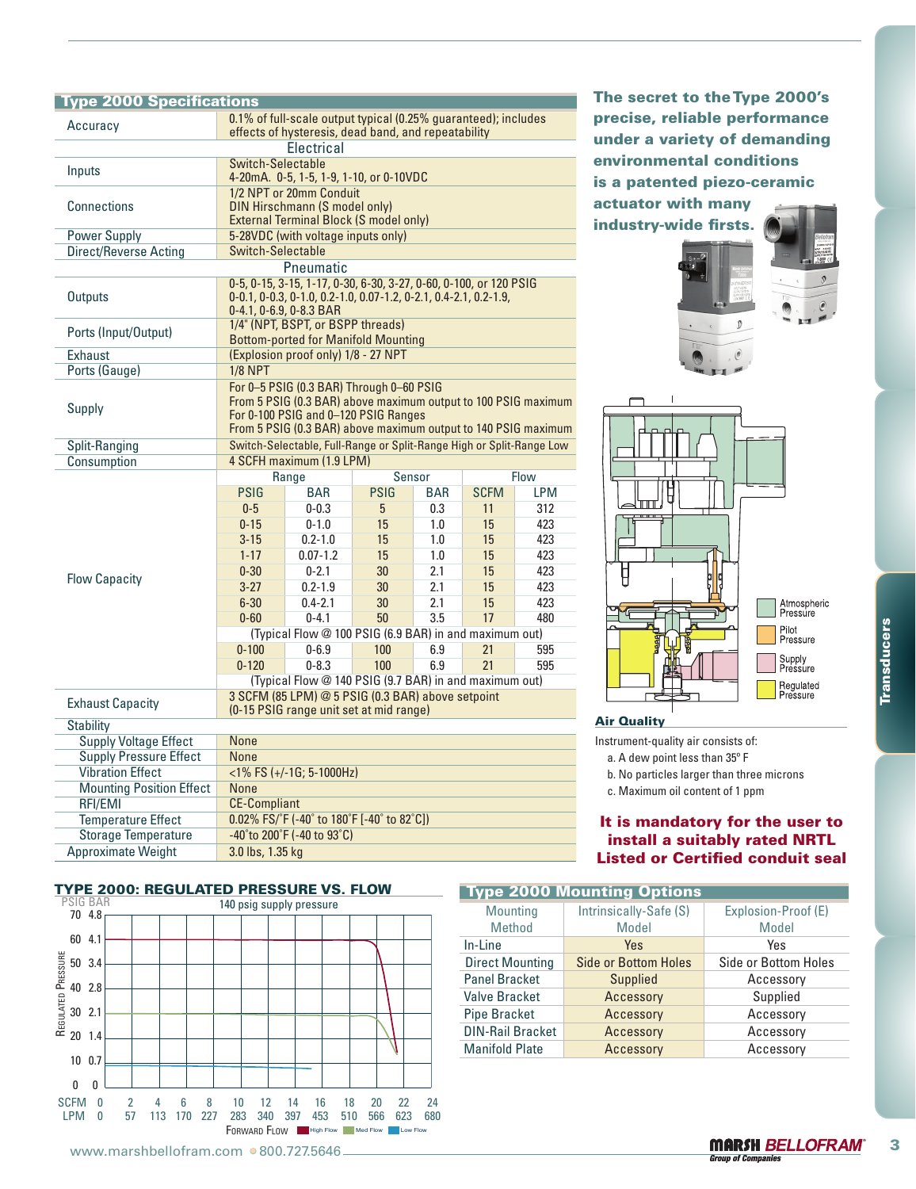## Type 2000 Specifications

| | |
|---|---|
| Accuracy | 0.1% of full-scale output typical (0.25% guaranteed); includes effects of hysteresis, dead band, and repeatability |
| **Electrical** | |
| Inputs | Switch-Selectable<br>4-20mA. 0-5, 1-5, 1-9, 1-10, or 0-10VDC |
| Connections | 1/2 NPT or 20mm Conduit<br>DIN Hirschmann (S model only)<br>External Terminal Block (S model only) |
| Power Supply | 5-28VDC (with voltage inputs only) |
| Direct/Reverse Acting | Switch-Selectable |
| **Pneumatic** | |
| Outputs | 0-5, 0-15, 3-15, 1-17, 0-30, 6-30, 3-27, 0-60, 0-100, or 120 PSIG<br>0-0.1, 0-0.3, 0-1.0, 0.2-1.0, 0.07-1.2, 0-2.1, 0.4-2.1, 0.2-1.9,<br>0-4.1, 0-6.9, 0-8.3 BAR |
| Ports (Input/Output) | 1/4" (NPT, BSPT, or BSPP threads)<br>Bottom-ported for Manifold Mounting |
| Exhaust | (Explosion proof only) 1/8 - 27 NPT |
| Ports (Gauge) | 1/8 NPT |
| Supply | For 0–5 PSIG (0.3 BAR) Through 0–60 PSIG<br>From 5 PSIG (0.3 BAR) above maximum output to 100 PSIG maximum<br>For 0-100 PSIG and 0–120 PSIG Ranges<br>From 5 PSIG (0.3 BAR) above maximum output to 140 PSIG maximum |
| Split-Ranging | Switch-Selectable, Full-Range or Split-Range High or Split-Range Low |
| Consumption | 4 SCFH maximum (1.9 LPM) |

**Flow Capacity**

| Range PSIG | Range BAR | Sensor PSIG | Sensor BAR | Flow SCFM | Flow LPM |
|---|---|---|---|---|---|
| 0-5 | 0-0.3 | 5 | 0.3 | 11 | 312 |
| 0-15 | 0-1.0 | 15 | 1.0 | 15 | 423 |
| 3-15 | 0.2-1.0 | 15 | 1.0 | 15 | 423 |
| 1-17 | 0.07-1.2 | 15 | 1.0 | 15 | 423 |
| 0-30 | 0-2.1 | 30 | 2.1 | 15 | 423 |
| 3-27 | 0.2-1.9 | 30 | 2.1 | 15 | 423 |
| 6-30 | 0.4-2.1 | 30 | 2.1 | 15 | 423 |
| 0-60 | 0-4.1 | 50 | 3.5 | 17 | 480 |
| (Typical Flow @ 100 PSIG (6.9 BAR) in and maximum out) | | | | | |
| 0-100 | 0-6.9 | 100 | 6.9 | 21 | 595 |
| 0-120 | 0-8.3 | 100 | 6.9 | 21 | 595 |
| (Typical Flow @ 140 PSIG (9.7 BAR) in and maximum out) | | | | | |

| | |
|---|---|
| Exhaust Capacity | 3 SCFM (85 LPM) @ 5 PSIG (0.3 BAR) above setpoint<br>(0-15 PSIG range unit set at mid range) |
| **Stability** | |
| Supply Voltage Effect | None |
| Supply Pressure Effect | None |
| Vibration Effect | <1% FS (+/-1G; 5-1000Hz) |
| Mounting Position Effect | None |
| RFI/EMI | CE-Compliant |
| Temperature Effect | 0.02% FS/°F (-40° to 180°F [-40° to 82°C]) |
| Storage Temperature | -40°to 200°F (-40 to 93°C) |
| Approximate Weight | 3.0 lbs, 1.35 kg |

**The secret to the Type 2000's precise, reliable performance under a variety of demanding environmental conditions is a patented piezo-ceramic actuator with many industry-wide firsts.**

Atmospheric Pressure | Pilot Pressure | Supply Pressure | Regulated Pressure

### Air Quality

Instrument-quality air consists of:

a. A dew point less than 35° F
b. No particles larger than three microns
c. Maximum oil content of 1 ppm

**It is mandatory for the user to install a suitably rated NRTL Listed or Certified conduit seal**

### TYPE 2000: REGULATED PRESSURE VS. FLOW

140 psig supply pressure

Regulated Pressure (PSIG / BAR): 0/0, 10/0.7, 20/1.4, 30/2.1, 40/2.8, 50/3.4, 60/4.1, 70/4.8

Forward Flow (SCFM / LPM): 0/0, 2/57, 4/113, 6/170, 8/227, 10/283, 12/340, 14/397, 16/453, 18/510, 20/566, 22/623, 24/680

High Flow | Med Flow | Low Flow

## Type 2000 Mounting Options

| Mounting Method | Intrinsically-Safe (S) Model | Explosion-Proof (E) Model |
|---|---|---|
| In-Line | Yes | Yes |
| Direct Mounting | Side or Bottom Holes | Side or Bottom Holes |
| Panel Bracket | Supplied | Accessory |
| Valve Bracket | Accessory | Supplied |
| Pipe Bracket | Accessory | Accessory |
| DIN-Rail Bracket | Accessory | Accessory |
| Manifold Plate | Accessory | Accessory |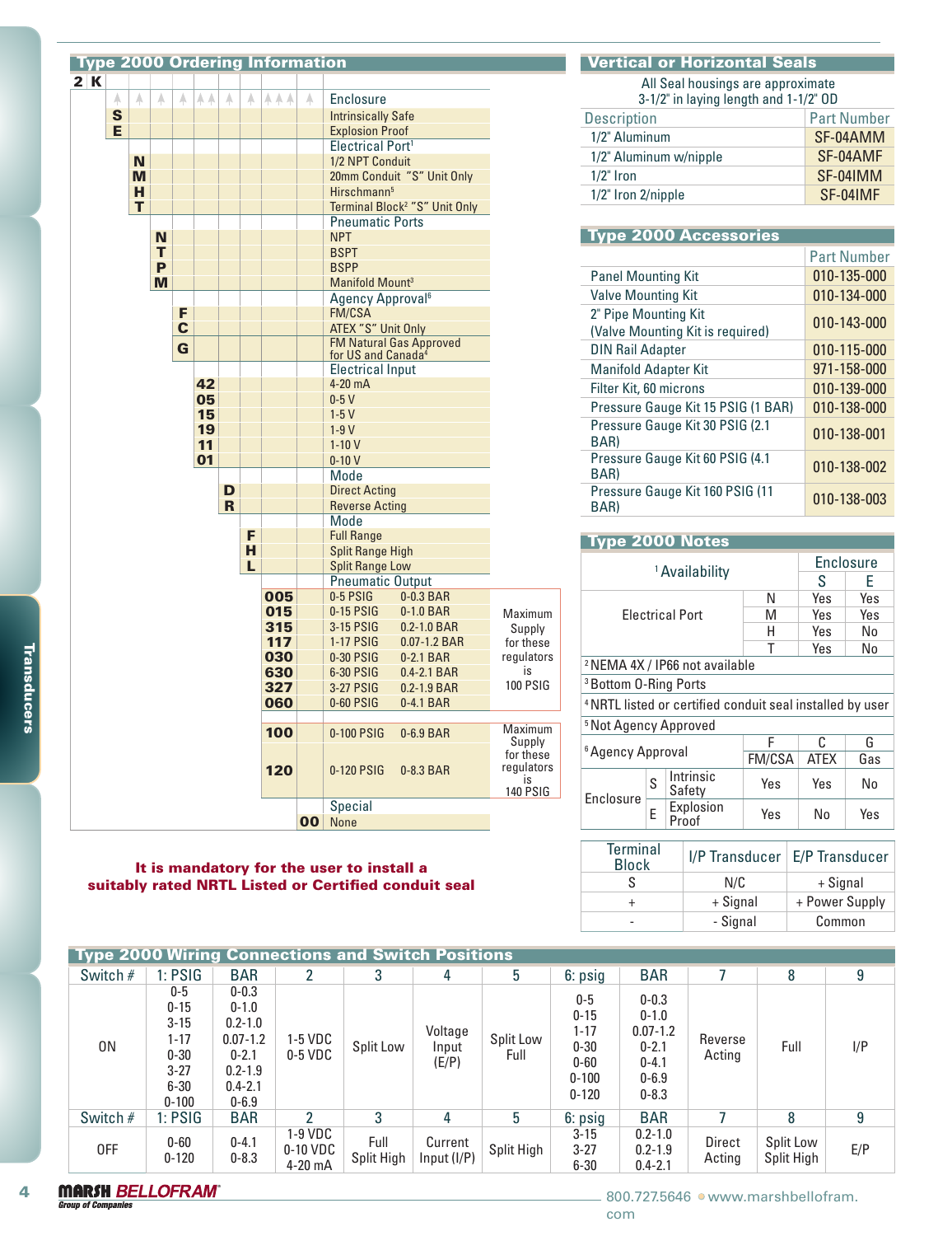## Type 2000 Ordering Information

**2K** – – – – – – – – –

| Code | Description | |
|---|---|---|
| **Enclosure** | | |
| S | Intrinsically Safe | |
| E | Explosion Proof | |
| **Electrical Port[1]** | | |
| N | 1/2 NPT Conduit | |
| M | 20mm Conduit "S" Unit Only | |
| H | Hirschmann[5] | |
| T | Terminal Block[2] "S" Unit Only | |
| **Pneumatic Ports** | | |
| N | NPT | |
| T | BSPT | |
| P | BSPP | |
| M | Manifold Mount[3] | |
| **Agency Approval[6]** | | |
| F | FM/CSA | |
| C | ATEX "S" Unit Only | |
| G | FM Natural Gas Approved for US and Canada[4] | |
| **Electrical Input** | | |
| 42 | 4-20 mA | |
| 05 | 0-5 V | |
| 15 | 1-5 V | |
| 19 | 1-9 V | |
| 11 | 1-10 V | |
| 01 | 0-10 V | |
| **Mode** | | |
| D | Direct Acting | |
| R | Reverse Acting | |
| **Mode** | | |
| F | Full Range | |
| H | Split Range High | |
| L | Split Range Low | |
| **Pneumatic Output** | | |
| 005 | 0-5 PSIG 0-0.3 BAR | Maximum Supply for these regulators is 100 PSIG |
| 015 | 0-15 PSIG 0-1.0 BAR | |
| 315 | 3-15 PSIG 0.2-1.0 BAR | |
| 117 | 1-17 PSIG 0.07-1.2 BAR | |
| 030 | 0-30 PSIG 0-2.1 BAR | |
| 630 | 6-30 PSIG 0.4-2.1 BAR | |
| 327 | 3-27 PSIG 0.2-1.9 BAR | |
| 060 | 0-60 PSIG 0-4.1 BAR | |
| 100 | 0-100 PSIG 0-6.9 BAR | Maximum Supply for these regulators is 140 PSIG |
| 120 | 0-120 PSIG 0-8.3 BAR | |
| **Special** | | |
| 00 | None | |

**It is mandatory for the user to install a suitably rated NRTL Listed or Certified conduit seal**

## Vertical or Horizontal Seals

All Seal housings are approximate 3-1/2" in laying length and 1-1/2" OD

| Description | Part Number |
|---|---|
| 1/2" Aluminum | SF-04AMM |
| 1/2" Aluminum w/nipple | SF-04AMF |
| 1/2" Iron | SF-04IMM |
| 1/2" Iron 2/nipple | SF-04IMF |

## Type 2000 Accessories

| | Part Number |
|---|---|
| Panel Mounting Kit | 010-135-000 |
| Valve Mounting Kit | 010-134-000 |
| 2" Pipe Mounting Kit (Valve Mounting Kit is required) | 010-143-000 |
| DIN Rail Adapter | 010-115-000 |
| Manifold Adapter Kit | 971-158-000 |
| Filter Kit, 60 microns | 010-139-000 |
| Pressure Gauge Kit 15 PSIG (1 BAR) | 010-138-000 |
| Pressure Gauge Kit 30 PSIG (2.1 BAR) | 010-138-001 |
| Pressure Gauge Kit 60 PSIG (4.1 BAR) | 010-138-002 |
| Pressure Gauge Kit 160 PSIG (11 BAR) | 010-138-003 |

## Type 2000 Notes

| [1] Availability | | Enclosure S | Enclosure E |
|---|---|---|---|
| Electrical Port | N | Yes | Yes |
| | M | Yes | Yes |
| | H | Yes | No |
| | T | Yes | No |

[2] NEMA 4X / IP66 not available

[3] Bottom O-Ring Ports

[4] NRTL listed or certified conduit seal installed by user

[5] Not Agency Approved

| [6] Agency Approval | | | F FM/CSA | C ATEX | G Gas |
|---|---|---|---|---|---|
| Enclosure | S | Intrinsic Safety | Yes | Yes | No |
| | E | Explosion Proof | Yes | No | Yes |

| Terminal Block | I/P Transducer | E/P Transducer |
|---|---|---|
| S | N/C | + Signal |
| + | + Signal | + Power Supply |
| - | - Signal | Common |

## Type 2000 Wiring Connections and Switch Positions

| Switch # | 1: PSIG | BAR | 2 | 3 | 4 | 5 | 6: psig | BAR | 7 | 8 | 9 |
|---|---|---|---|---|---|---|---|---|---|---|---|
| ON | 0-5<br>0-15<br>3-15<br>1-17<br>0-30<br>3-27<br>6-30<br>0-100 | 0-0.3<br>0-1.0<br>0.2-1.0<br>0.07-1.2<br>0-2.1<br>0.2-1.9<br>0.4-2.1<br>0-6.9 | 1-5 VDC<br>0-5 VDC | Split Low | Voltage Input (E/P) | Split Low<br>Full | 0-5<br>0-15<br>1-17<br>0-30<br>0-60<br>0-100<br>0-120 | 0-0.3<br>0-1.0<br>0.07-1.2<br>0-2.1<br>0-4.1<br>0-6.9<br>0-8.3 | Reverse Acting | Full | I/P |
| **Switch #** | **1: PSIG** | **BAR** | **2** | **3** | **4** | **5** | **6: psig** | **BAR** | **7** | **8** | **9** |
| OFF | 0-60<br>0-120 | 0-4.1<br>0-8.3 | 1-9 VDC<br>0-10 VDC<br>4-20 mA | Full<br>Split High | Current Input (I/P) | Split High | 3-15<br>3-27<br>6-30 | 0.2-1.0<br>0.2-1.9<br>0.4-2.1 | Direct Acting | Split Low<br>Split High | E/P |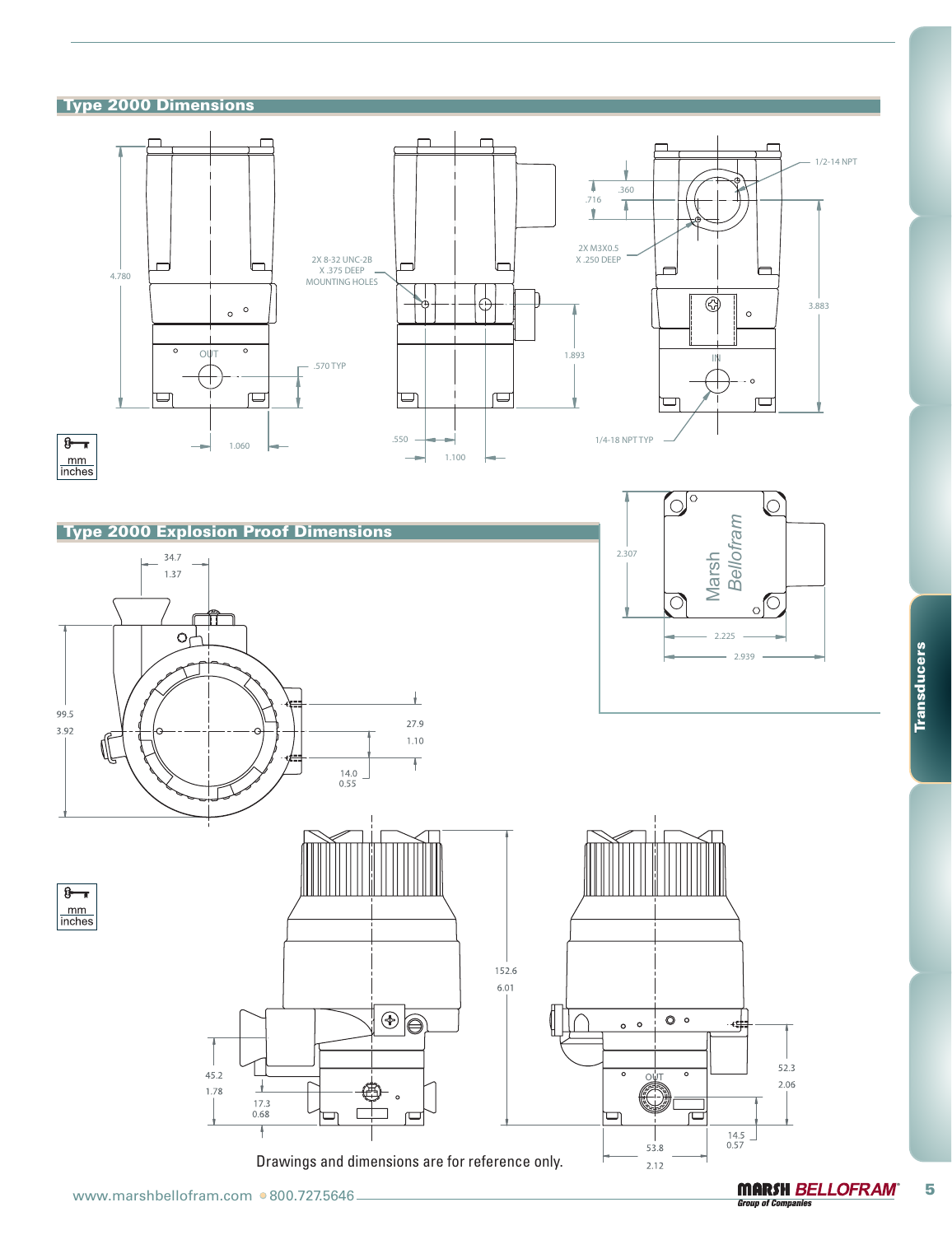## Type 2000 Dimensions

4.780

2X 8-32 UNC-2B X .375 DEEP MOUNTING HOLES

.570 TYP

1.060

.550

1.100

1.893

.716

.360

2X M3X0.5 X .250 DEEP

1/2-14 NPT

3.883

1/4-18 NPT TYP

OUT

IN

mm
inches

2.307

2.225

2.939

Marsh Bellofram

## Type 2000 Explosion Proof Dimensions

34.7
1.37

99.5
3.92

27.9
1.10

14.0
0.55

mm
inches

152.6
6.01

45.2
1.78

17.3
0.68

52.3
2.06

14.5
0.57

53.8
2.12

OUT

Drawings and dimensions are for reference only.

Transducers

www.marshbellofram.com • 800.727.5646

MARSH BELLOFRAM Group of Companies